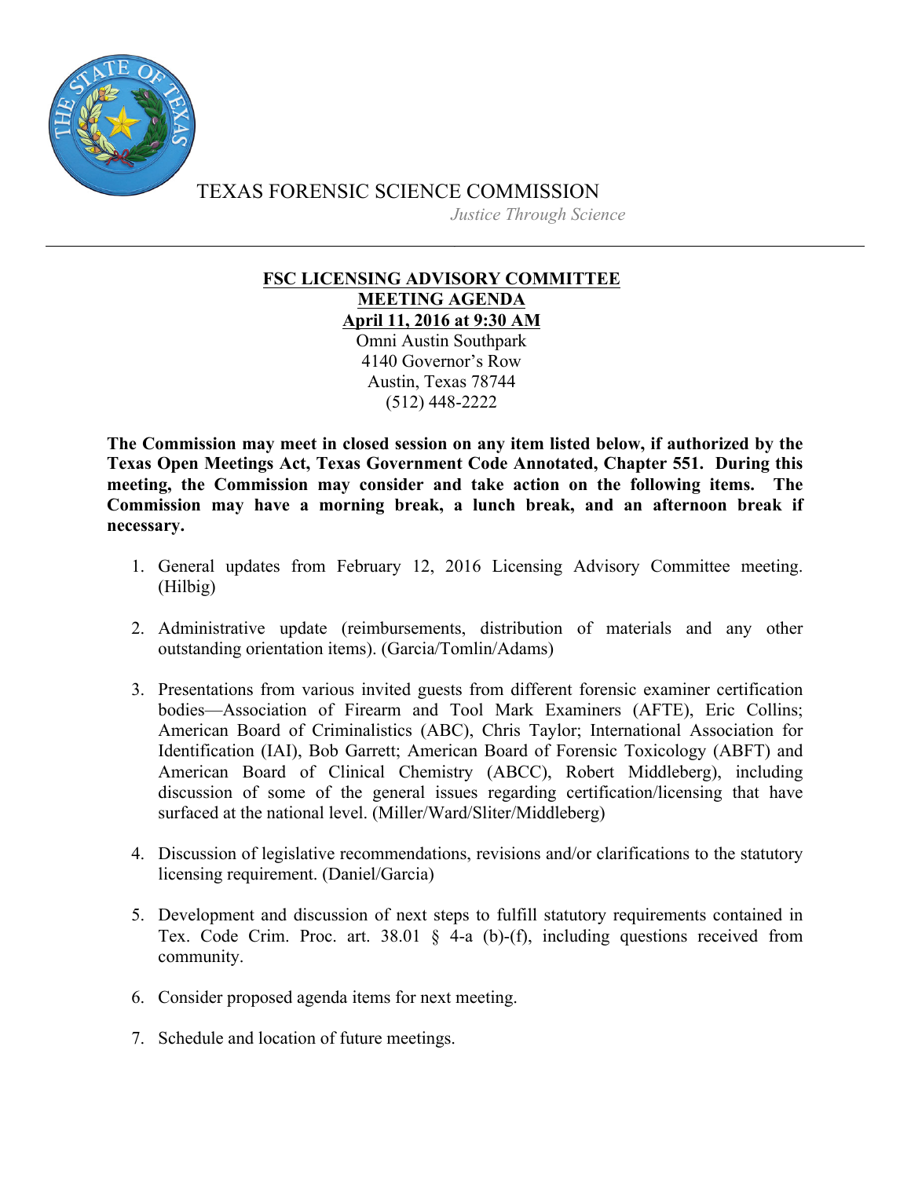TEXAS FORENSIC SCIENCE COMMISSION

*Justice Through Science*

---

**FSC LICENSING ADVISORY COMMITTEE**
**MEETING AGENDA**
**April 11, 2016 at 9:30 AM**

Omni Austin Southpark
4140 Governor's Row
Austin, Texas 78744
(512) 448-2222

**The Commission may meet in closed session on any item listed below, if authorized by the Texas Open Meetings Act, Texas Government Code Annotated, Chapter 551. During this meeting, the Commission may consider and take action on the following items. The Commission may have a morning break, a lunch break, and an afternoon break if necessary.**

1. General updates from February 12, 2016 Licensing Advisory Committee meeting. (Hilbig)

2. Administrative update (reimbursements, distribution of materials and any other outstanding orientation items). (Garcia/Tomlin/Adams)

3. Presentations from various invited guests from different forensic examiner certification bodies—Association of Firearm and Tool Mark Examiners (AFTE), Eric Collins; American Board of Criminalistics (ABC), Chris Taylor; International Association for Identification (IAI), Bob Garrett; American Board of Forensic Toxicology (ABFT) and American Board of Clinical Chemistry (ABCC), Robert Middleberg), including discussion of some of the general issues regarding certification/licensing that have surfaced at the national level. (Miller/Ward/Sliter/Middleberg)

4. Discussion of legislative recommendations, revisions and/or clarifications to the statutory licensing requirement. (Daniel/Garcia)

5. Development and discussion of next steps to fulfill statutory requirements contained in Tex. Code Crim. Proc. art. 38.01 § 4-a (b)-(f), including questions received from community.

6. Consider proposed agenda items for next meeting.

7. Schedule and location of future meetings.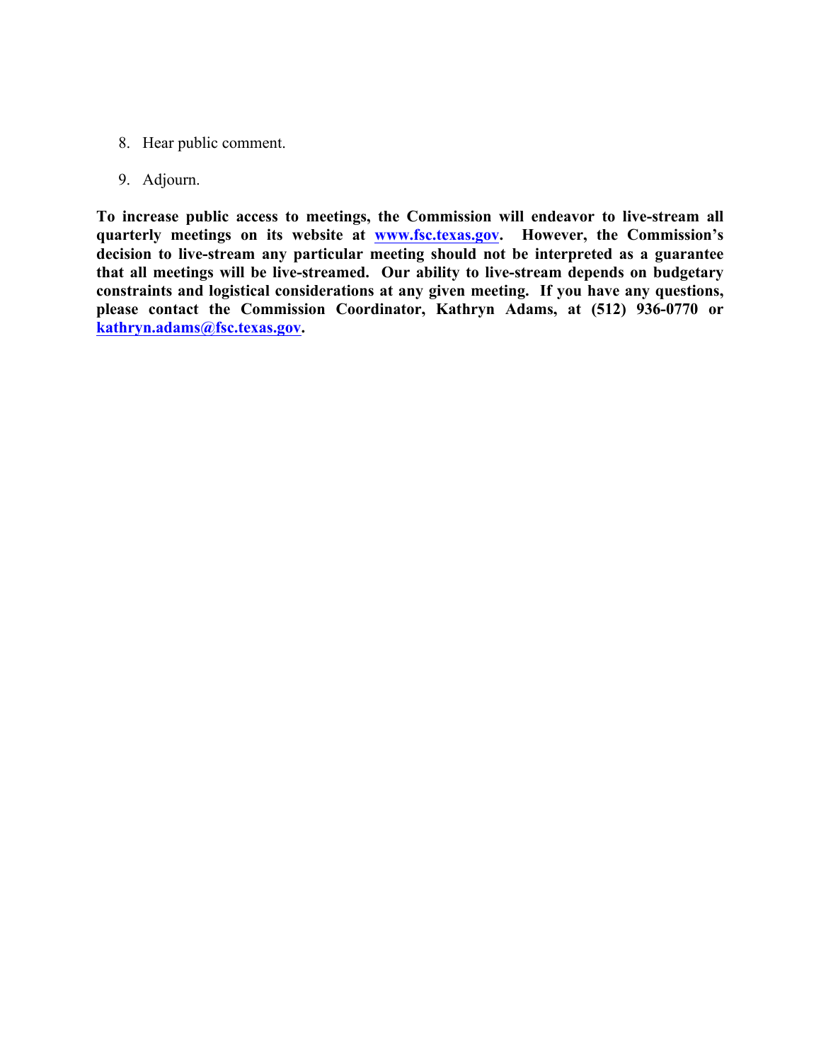8. Hear public comment.

9. Adjourn.

**To increase public access to meetings, the Commission will endeavor to live-stream all quarterly meetings on its website at www.fsc.texas.gov. However, the Commission's decision to live-stream any particular meeting should not be interpreted as a guarantee that all meetings will be live-streamed. Our ability to live-stream depends on budgetary constraints and logistical considerations at any given meeting. If you have any questions, please contact the Commission Coordinator, Kathryn Adams, at (512) 936-0770 or kathryn.adams@fsc.texas.gov.**